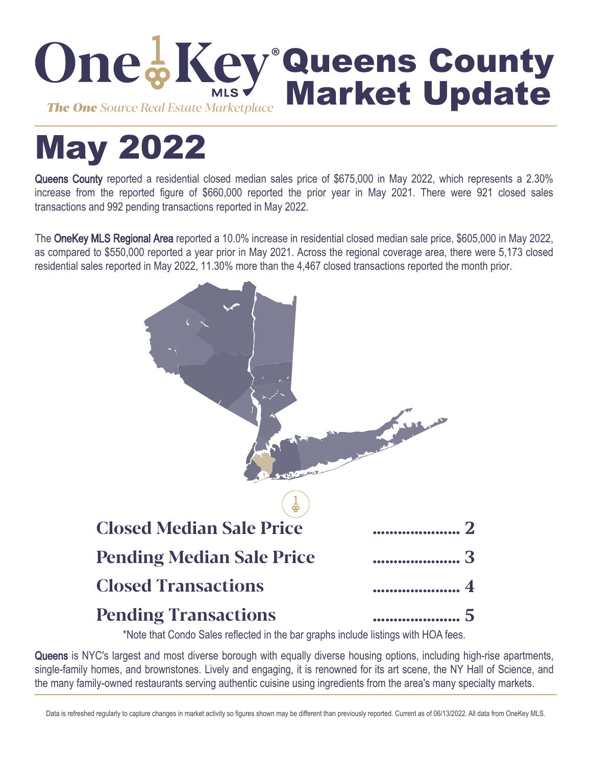# OneKey MLS Queens County Market Update

*The One Source Real Estate Marketplace*

# May 2022

Queens County reported a residential closed median sales price of $675,000 in May 2022, which represents a 2.30% increase from the reported figure of $660,000 reported the prior year in May 2021. There were 921 closed sales transactions and 992 pending transactions reported in May 2022.

The OneKey MLS Regional Area reported a 10.0% increase in residential closed median sale price, $605,000 in May 2022, as compared to $550,000 reported a year prior in May 2021. Across the regional coverage area, there were 5,173 closed residential sales reported in May 2022, 11.30% more than the 4,467 closed transactions reported the month prior.

## Closed Median Sale Price .................... 2

## Pending Median Sale Price .................... 3

## Closed Transactions .................... 4

## Pending Transactions .................... 5

*Note that Condo Sales reflected in the bar graphs include listings with HOA fees.

Queens is NYC's largest and most diverse borough with equally diverse housing options, including high-rise apartments, single-family homes, and brownstones. Lively and engaging, it is renowned for its art scene, the NY Hall of Science, and the many family-owned restaurants serving authentic cuisine using ingredients from the area's many specialty markets.

Data is refreshed regularly to capture changes in market activity so figures shown may be different than previously reported. Current as of 06/13/2022. All data from OneKey MLS.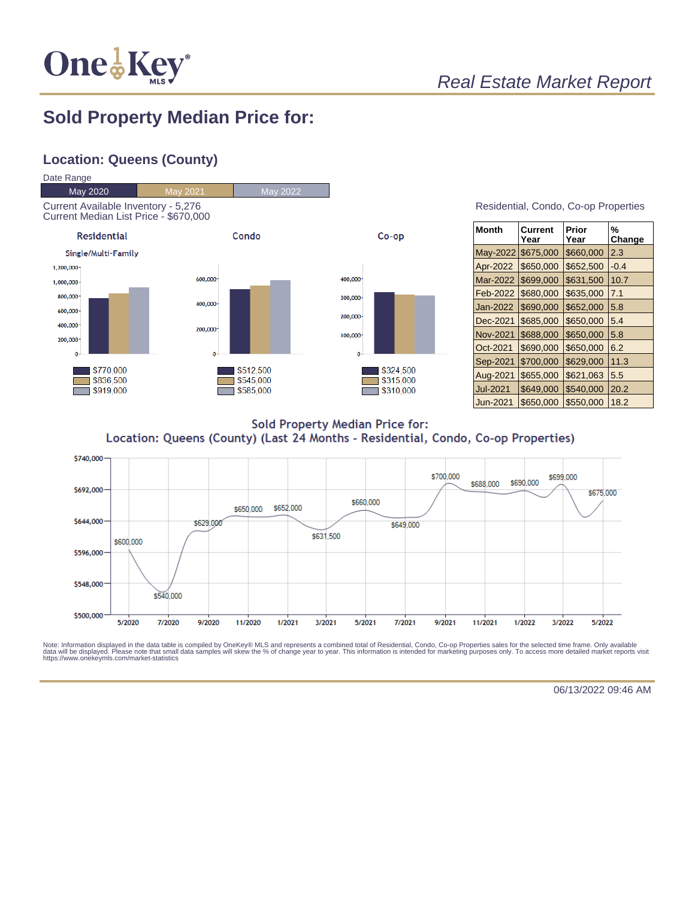# Real Estate Market Report

## Sold Property Median Price for:

### Location: Queens (County)

Date Range

| May 2020 | May 2021 | May 2022 |
|---|---|---|

Current Available Inventory - 5,276
Current Median List Price - $670,000

| | Residential (Single/Multi-Family) | Condo | Co-op |
|---|---|---|---|
| May 2020 | $770,000 | $512,500 | $324,500 |
| May 2021 | $836,500 | $545,000 | $315,000 |
| May 2022 | $919,000 | $585,000 | $310,000 |

Residential, Condo, Co-op Properties

| Month | Current Year | Prior Year | % Change |
|---|---|---|---|
| May-2022 | $675,000 | $660,000 | 2.3 |
| Apr-2022 | $650,000 | $652,500 | -0.4 |
| Mar-2022 | $699,000 | $631,500 | 10.7 |
| Feb-2022 | $680,000 | $635,000 | 7.1 |
| Jan-2022 | $690,000 | $652,000 | 5.8 |
| Dec-2021 | $685,000 | $650,000 | 5.4 |
| Nov-2021 | $688,000 | $650,000 | 5.8 |
| Oct-2021 | $690,000 | $650,000 | 6.2 |
| Sep-2021 | $700,000 | $629,000 | 11.3 |
| Aug-2021 | $655,000 | $621,063 | 5.5 |
| Jul-2021 | $649,000 | $540,000 | 20.2 |
| Jun-2021 | $650,000 | $550,000 | 18.2 |

Sold Property Median Price for:
Location: Queens (County) (Last 24 Months - Residential, Condo, Co-op Properties)

| Date | Median Price |
|---|---|
| 5/2020 | $600,000 |
| 7/2020 | $540,000 |
| 9/2020 | $629,000 |
| 11/2020 | $650,000 |
| 1/2021 | $652,000 |
| 3/2021 | $631,500 |
| 5/2021 | $660,000 |
| 7/2021 | $649,000 |
| 9/2021 | $700,000 |
| 11/2021 | $688,000 |
| 1/2022 | $690,000 |
| 3/2022 | $699,000 |
| 5/2022 | $675,000 |

Note: Information displayed in the data table is compiled by OneKey® MLS and represents a combined total of Residential, Condo, Co-op Properties sales for the selected time frame. Only available data will be displayed. Please note that small data samples will skew the % of change year to year. This information is intended for marketing purposes only. To access more detailed market reports visit https://www.onekeymls.com/market-statistics

06/13/2022 09:46 AM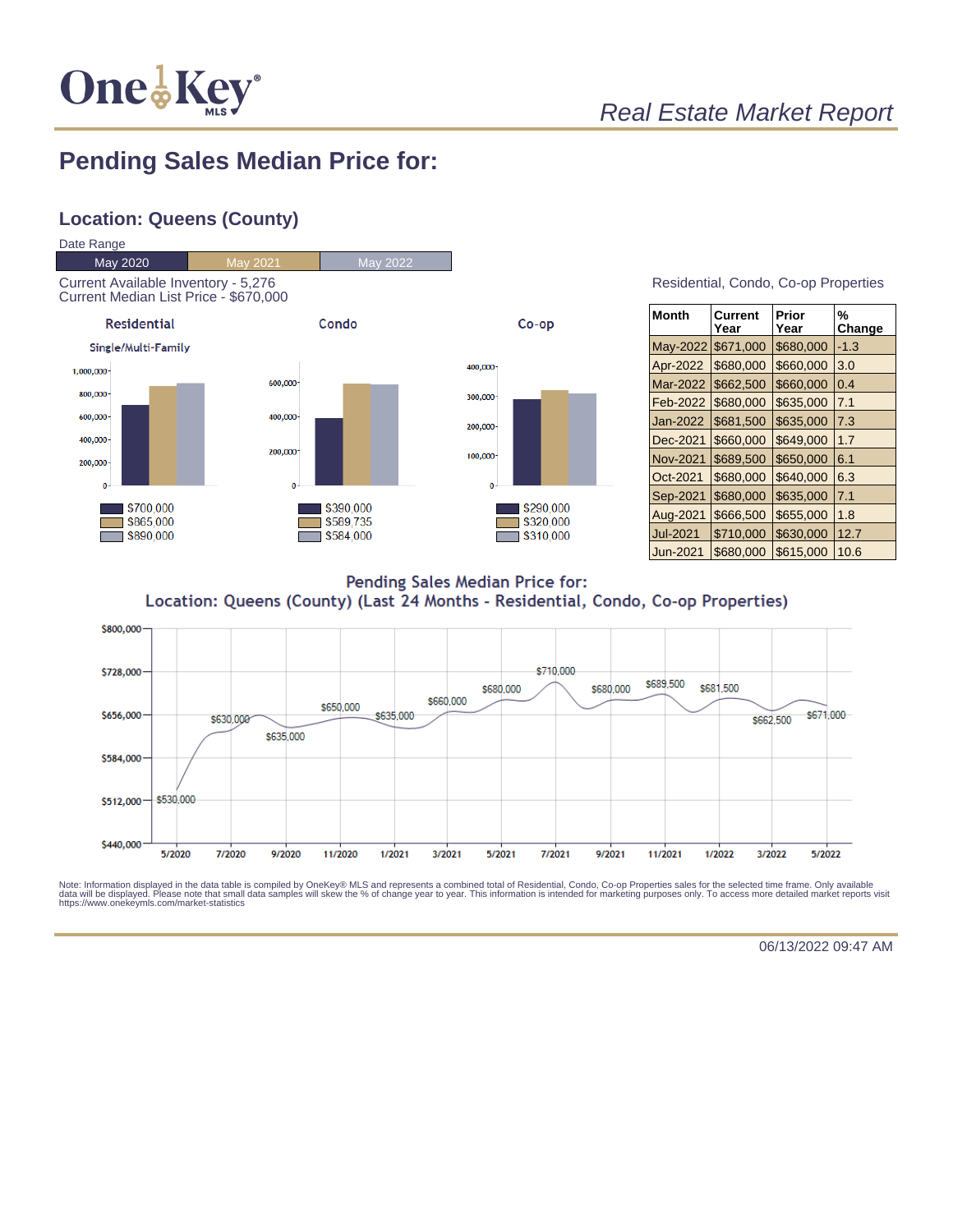Real Estate Market Report

# Pending Sales Median Price for:

## Location: Queens (County)

Date Range

| May 2020 | May 2021 | May 2022 |
|---|---|---|

Current Available Inventory - 5,276
Current Median List Price - $670,000

**Residential** — Single/Multi-Family

- May 2020: $700,000
- May 2021: $865,000
- May 2022: $890,000

**Condo**

- May 2020: $390,000
- May 2021: $589,735
- May 2022: $584,000

**Co-op**

- May 2020: $290,000
- May 2021: $320,000
- May 2022: $310,000

Residential, Condo, Co-op Properties

| Month | Current Year | Prior Year | % Change |
|---|---|---|---|
| May-2022 | $671,000 | $680,000 | -1.3 |
| Apr-2022 | $680,000 | $660,000 | 3.0 |
| Mar-2022 | $662,500 | $660,000 | 0.4 |
| Feb-2022 | $680,000 | $635,000 | 7.1 |
| Jan-2022 | $681,500 | $635,000 | 7.3 |
| Dec-2021 | $660,000 | $649,000 | 1.7 |
| Nov-2021 | $689,500 | $650,000 | 6.1 |
| Oct-2021 | $680,000 | $640,000 | 6.3 |
| Sep-2021 | $680,000 | $635,000 | 7.1 |
| Aug-2021 | $666,500 | $655,000 | 1.8 |
| Jul-2021 | $710,000 | $630,000 | 12.7 |
| Jun-2021 | $680,000 | $615,000 | 10.6 |

**Pending Sales Median Price for:**
**Location: Queens (County) (Last 24 Months - Residential, Condo, Co-op Properties)**

Chart data labels: 5/2020 $530,000; 7/2020 $630,000; 9/2020 $635,000; 11/2020 $650,000; 1/2021 $635,000; 3/2021 $660,000; 5/2021 $680,000; 7/2021 $710,000; 9/2021 $680,000; 11/2021 $689,500; 1/2022 $681,500; 3/2022 $662,500; 5/2022 $671,000

Note: Information displayed in the data table is compiled by OneKey® MLS and represents a combined total of Residential, Condo, Co-op Properties sales for the selected time frame. Only available data will be displayed. Please note that small data samples will skew the % of change year to year. This information is intended for marketing purposes only. To access more detailed market reports visit https://www.onekeymls.com/market-statistics

06/13/2022 09:47 AM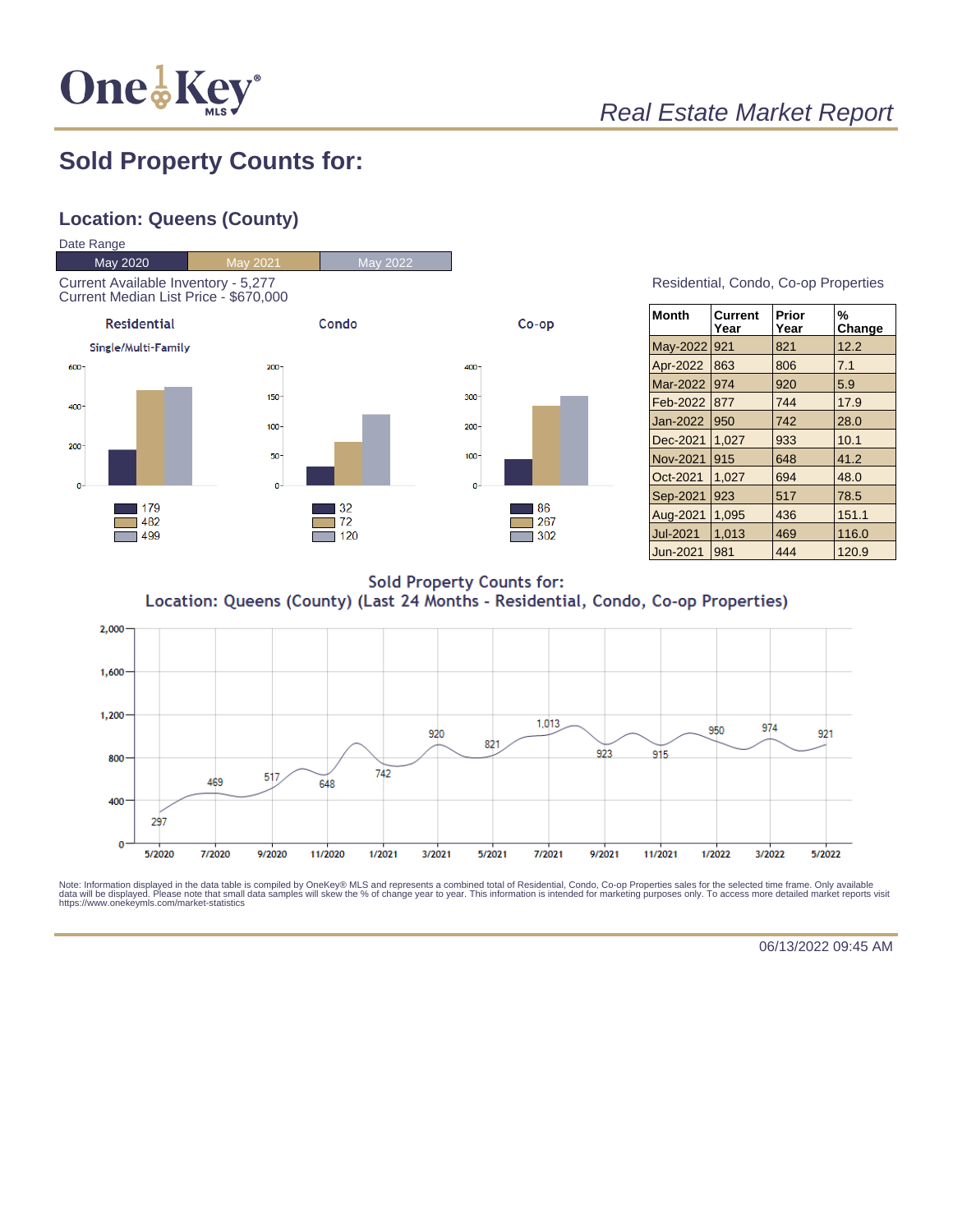*Real Estate Market Report*

# Sold Property Counts for:

## Location: Queens (County)

Date Range

| May 2020 | May 2021 | May 2022 |
|---|---|---|

Current Available Inventory - 5,277
Current Median List Price - $670,000

| | Residential (Single/Multi-Family) | Condo | Co-op |
|---|---|---|---|
| May 2020 | 179 | 32 | 86 |
| May 2021 | 482 | 72 | 267 |
| May 2022 | 499 | 120 | 302 |

Residential, Condo, Co-op Properties

| Month | Current Year | Prior Year | % Change |
|---|---|---|---|
| May-2022 | 921 | 821 | 12.2 |
| Apr-2022 | 863 | 806 | 7.1 |
| Mar-2022 | 974 | 920 | 5.9 |
| Feb-2022 | 877 | 744 | 17.9 |
| Jan-2022 | 950 | 742 | 28.0 |
| Dec-2021 | 1,027 | 933 | 10.1 |
| Nov-2021 | 915 | 648 | 41.2 |
| Oct-2021 | 1,027 | 694 | 48.0 |
| Sep-2021 | 923 | 517 | 78.5 |
| Aug-2021 | 1,095 | 436 | 151.1 |
| Jul-2021 | 1,013 | 469 | 116.0 |
| Jun-2021 | 981 | 444 | 120.9 |

**Sold Property Counts for:**
**Location: Queens (County) (Last 24 Months - Residential, Condo, Co-op Properties)**

| Month | 5/2020 | 7/2020 | 9/2020 | 11/2020 | 1/2021 | 3/2021 | 5/2021 | 7/2021 | 9/2021 | 11/2021 | 1/2022 | 3/2022 | 5/2022 |
|---|---|---|---|---|---|---|---|---|---|---|---|---|---|
| Count | 297 | 469 | 517 | 648 | 742 | 920 | 821 | 1,013 | 923 | 915 | 950 | 974 | 921 |

Note: Information displayed in the data table is compiled by OneKey® MLS and represents a combined total of Residential, Condo, Co-op Properties sales for the selected time frame. Only available data will be displayed. Please note that small data samples will skew the % of change year to year. This information is intended for marketing purposes only. To access more detailed market reports visit https://www.onekeymls.com/market-statistics

06/13/2022 09:45 AM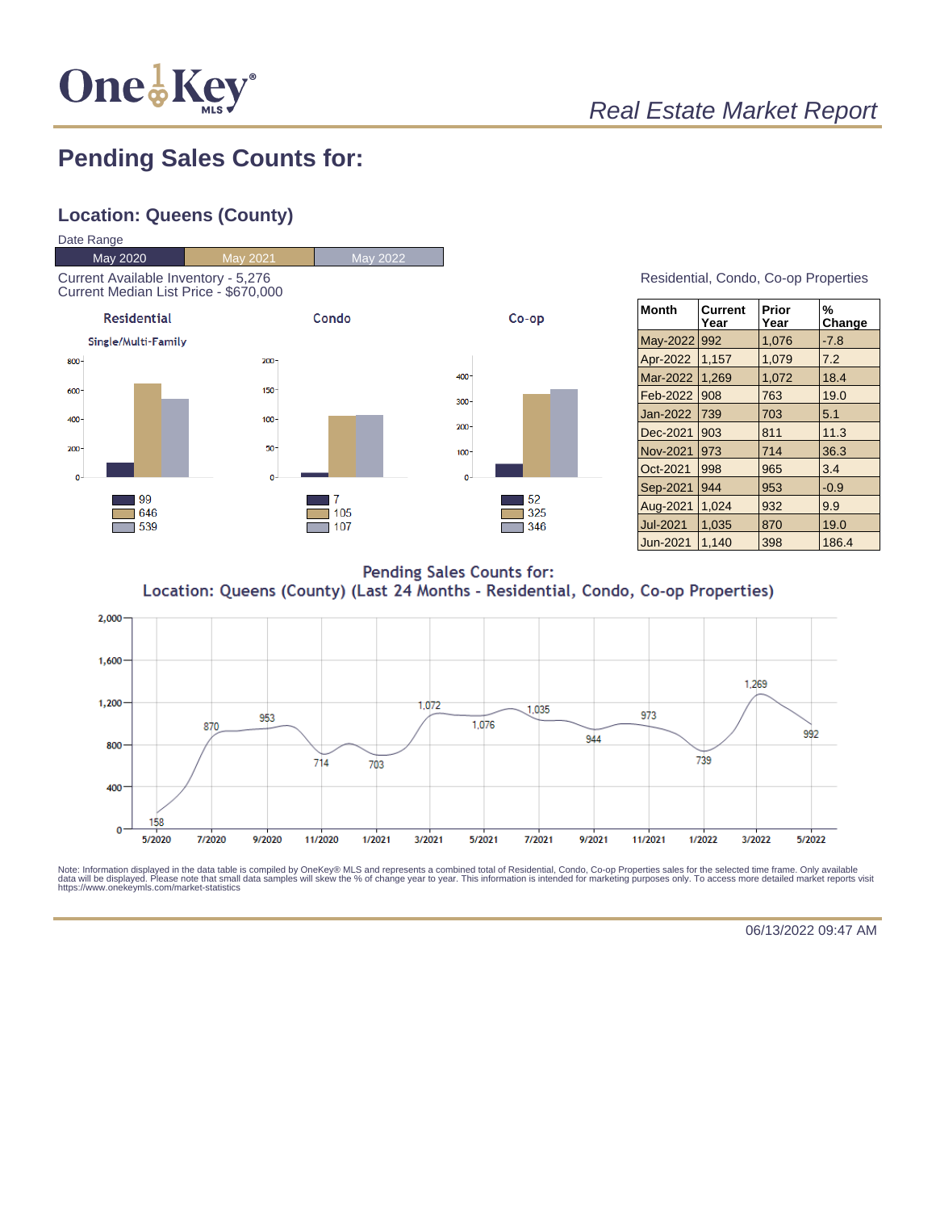Real Estate Market Report

# Pending Sales Counts for:

## Location: Queens (County)

Date Range

May 2020 | May 2021 | May 2022

Current Available Inventory - 5,276
Current Median List Price - $670,000

Residential
Single/Multi-Family

800
600
400
200
0

99
646
539

Condo

200
150
100
50
0

7
105
107

Co-op

400
300
200
100
0

52
325
346

Residential, Condo, Co-op Properties

| Month | Current Year | Prior Year | % Change |
|---|---|---|---|
| May-2022 | 992 | 1,076 | -7.8 |
| Apr-2022 | 1,157 | 1,079 | 7.2 |
| Mar-2022 | 1,269 | 1,072 | 18.4 |
| Feb-2022 | 908 | 763 | 19.0 |
| Jan-2022 | 739 | 703 | 5.1 |
| Dec-2021 | 903 | 811 | 11.3 |
| Nov-2021 | 973 | 714 | 36.3 |
| Oct-2021 | 998 | 965 | 3.4 |
| Sep-2021 | 944 | 953 | -0.9 |
| Aug-2021 | 1,024 | 932 | 9.9 |
| Jul-2021 | 1,035 | 870 | 19.0 |
| Jun-2021 | 1,140 | 398 | 186.4 |

Pending Sales Counts for:
Location: Queens (County) (Last 24 Months - Residential, Condo, Co-op Properties)

2,000
1,600
1,200
800
400
0

158
870
953
714
703
1,072
1,076
1,035
944
973
739
1,269
992

5/2020 7/2020 9/2020 11/2020 1/2021 3/2021 5/2021 7/2021 9/2021 11/2021 1/2022 3/2022 5/2022

Note: Information displayed in the data table is compiled by OneKey® MLS and represents a combined total of Residential, Condo, Co-op Properties sales for the selected time frame. Only available data will be displayed. Please note that small data samples will skew the % of change year to year. This information is intended for marketing purposes only. To access more detailed market reports visit https://www.onekeymls.com/market-statistics

06/13/2022 09:47 AM